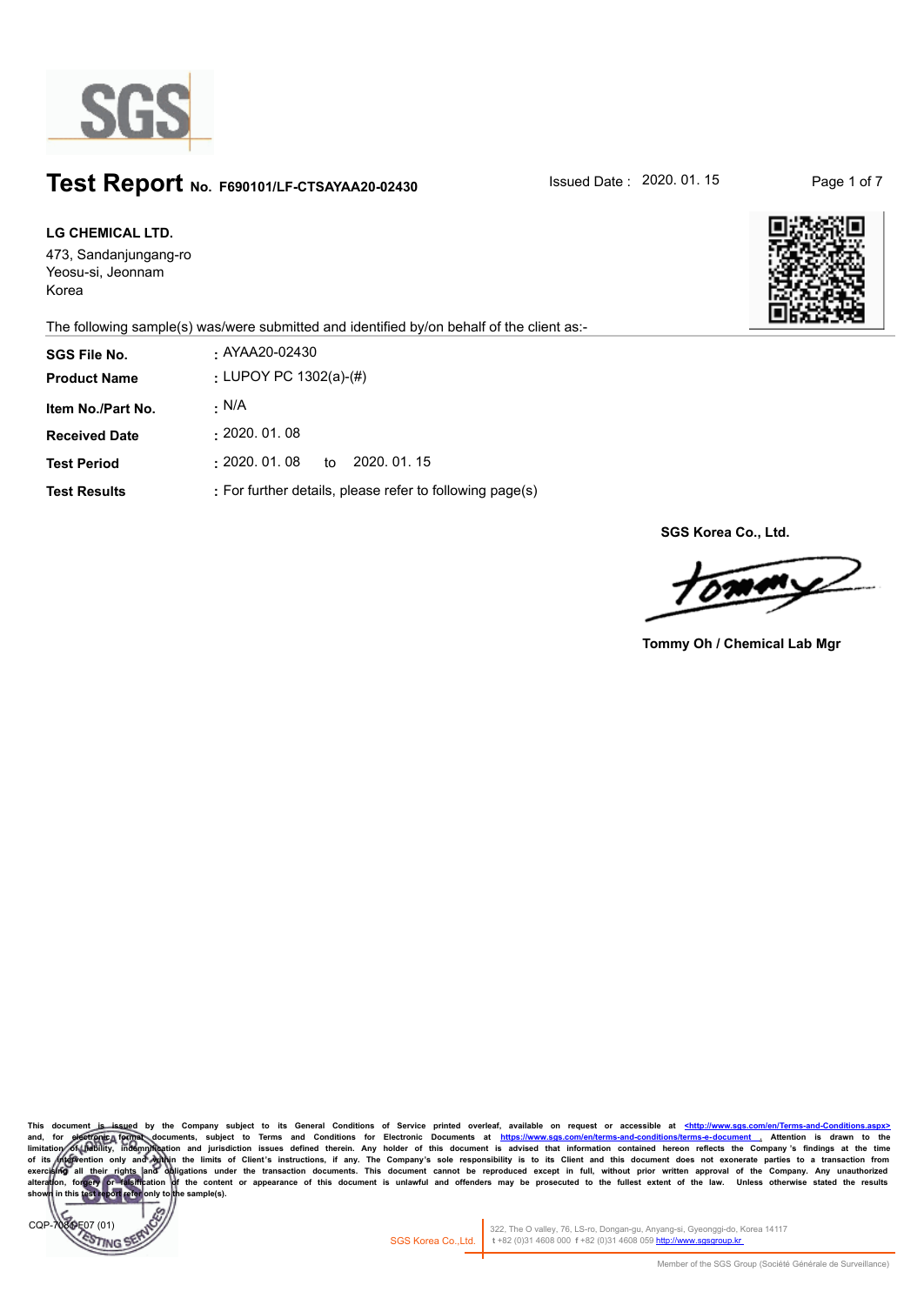# Test Report No. F690101/LF-CTSAYAA20-02430

Issued Date : 2020. 01. 15

**LG CHEMICAL LTD.**
473, Sandanjungang-ro
Yeosu-si, Jeonnam
Korea

The following sample(s) was/were submitted and identified by/on behalf of the client as:-

| | |
|---|---|
| **SGS File No.** | : AYAA20-02430 |
| **Product Name** | : LUPOY PC 1302(a)-(#) |
| **Item No./Part No.** | : N/A |
| **Received Date** | : 2020. 01. 08 |
| **Test Period** | : 2020. 01. 08 to 2020. 01. 15 |
| **Test Results** | : For further details, please refer to following page(s) |

**SGS Korea Co., Ltd.**

**Tommy Oh / Chemical Lab Mgr**

This document is issued by the Company subject to its General Conditions of Service printed overleaf, available on request or accessible at <http://www.sgs.com/en/Terms-and-Conditions.aspx> and, for electronic format documents, subject to Terms and Conditions for Electronic Documents at https://www.sgs.com/en/terms-and-conditions/terms-e-document . Attention is drawn to the limitation of liability, indemnification and jurisdiction issues defined therein. Any holder of this document is advised that information contained hereon reflects the Company's findings at the time of its intervention only and within the limits of Client's instructions, if any. The Company's sole responsibility is to its Client and this document does not exonerate parties to a transaction from exercising all their rights and obligations under the transaction documents. This document cannot be reproduced except in full, without prior written approval of the Company. Any unauthorized alteration, forgery or falsification of the content or appearance of this document is unlawful and offenders may be prosecuted to the fullest extent of the law. Unless otherwise stated the results shown in this test report refer only to the sample(s).

CQP-708-F07 (01)

SGS Korea Co.,Ltd. 322, The O valley, 76, LS-ro, Dongan-gu, Anyang-si, Gyeonggi-do, Korea 14117 t +82 (0)31 4608 000 f +82 (0)31 4608 059 http://www.sgsgroup.kr

Member of the SGS Group (Société Générale de Surveillance)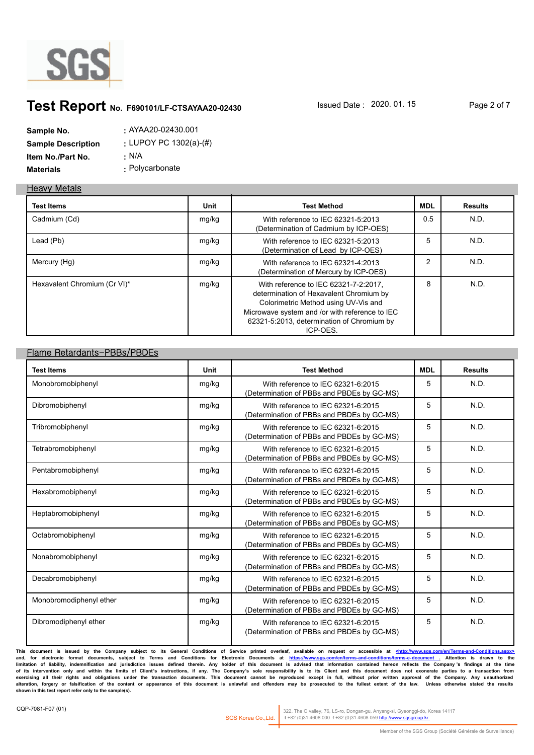# Test Report No. F690101/LF-CTSAYAA20-02430

Issued Date : 2020. 01. 15

**Sample No.** : AYAA20-02430.001

**Sample Description** : LUPOY PC 1302(a)-(#)

**Item No./Part No.** : N/A

**Materials** : Polycarbonate

## Heavy Metals

| Test Items | Unit | Test Method | MDL | Results |
|---|---|---|---|---|
| Cadmium (Cd) | mg/kg | With reference to IEC 62321-5:2013 (Determination of Cadmium by ICP-OES) | 0.5 | N.D. |
| Lead (Pb) | mg/kg | With reference to IEC 62321-5:2013 (Determination of Lead by ICP-OES) | 5 | N.D. |
| Mercury (Hg) | mg/kg | With reference to IEC 62321-4:2013 (Determination of Mercury by ICP-OES) | 2 | N.D. |
| Hexavalent Chromium (Cr VI)* | mg/kg | With reference to IEC 62321-7-2:2017, determination of Hexavalent Chromium by Colorimetric Method using UV-Vis and Microwave system and /or with reference to IEC 62321-5:2013, determination of Chromium by ICP-OES. | 8 | N.D. |

## Flame Retardants-PBBs/PBDEs

| Test Items | Unit | Test Method | MDL | Results |
|---|---|---|---|---|
| Monobromobiphenyl | mg/kg | With reference to IEC 62321-6:2015 (Determination of PBBs and PBDEs by GC-MS) | 5 | N.D. |
| Dibromobiphenyl | mg/kg | With reference to IEC 62321-6:2015 (Determination of PBBs and PBDEs by GC-MS) | 5 | N.D. |
| Tribromobiphenyl | mg/kg | With reference to IEC 62321-6:2015 (Determination of PBBs and PBDEs by GC-MS) | 5 | N.D. |
| Tetrabromobiphenyl | mg/kg | With reference to IEC 62321-6:2015 (Determination of PBBs and PBDEs by GC-MS) | 5 | N.D. |
| Pentabromobiphenyl | mg/kg | With reference to IEC 62321-6:2015 (Determination of PBBs and PBDEs by GC-MS) | 5 | N.D. |
| Hexabromobiphenyl | mg/kg | With reference to IEC 62321-6:2015 (Determination of PBBs and PBDEs by GC-MS) | 5 | N.D. |
| Heptabromobiphenyl | mg/kg | With reference to IEC 62321-6:2015 (Determination of PBBs and PBDEs by GC-MS) | 5 | N.D. |
| Octabromobiphenyl | mg/kg | With reference to IEC 62321-6:2015 (Determination of PBBs and PBDEs by GC-MS) | 5 | N.D. |
| Nonabromobiphenyl | mg/kg | With reference to IEC 62321-6:2015 (Determination of PBBs and PBDEs by GC-MS) | 5 | N.D. |
| Decabromobiphenyl | mg/kg | With reference to IEC 62321-6:2015 (Determination of PBBs and PBDEs by GC-MS) | 5 | N.D. |
| Monobromodiphenyl ether | mg/kg | With reference to IEC 62321-6:2015 (Determination of PBBs and PBDEs by GC-MS) | 5 | N.D. |
| Dibromodiphenyl ether | mg/kg | With reference to IEC 62321-6:2015 (Determination of PBBs and PBDEs by GC-MS) | 5 | N.D. |

**This document is issued by the Company subject to its General Conditions of Service printed overleaf, available on request or accessible at <http://www.sgs.com/en/Terms-and-Conditions.aspx> and, for electronic format documents, subject to Terms and Conditions for Electronic Documents at https://www.sgs.com/en/terms-and-conditions/terms-e-document . Attention is drawn to the limitation of liability, indemnification and jurisdiction issues defined therein. Any holder of this document is advised that information contained hereon reflects the Company's findings at the time of its intervention only and within the limits of Client's instructions, if any. The Company's sole responsibility is to its Client and this document does not exonerate parties to a transaction from exercising all their rights and obligations under the transaction documents. This document cannot be reproduced except in full, without prior written approval of the Company. Any unauthorized alteration, forgery or falsification of the content or appearance of this document is unlawful and offenders may be prosecuted to the fullest extent of the law. Unless otherwise stated the results shown in this test report refer only to the sample(s).**

CQP-7081-F07 (01)

SGS Korea Co.,Ltd. 322, The O valley, 76, LS-ro, Dongan-gu, Anyang-si, Gyeonggi-do, Korea 14117 t +82 (0)31 4608 000 f +82 (0)31 4608 059 http://www.sgsgroup.kr

Member of the SGS Group (Société Générale de Surveillance)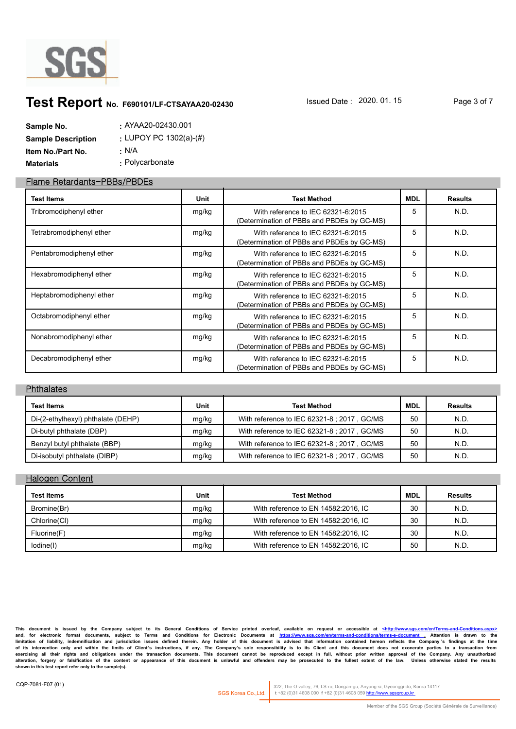# Test Report No. F690101/LF-CTSAYAA20-02430

Issued Date : 2020. 01. 15

**Sample No.** : AYAA20-02430.001

**Sample Description** : LUPOY PC 1302(a)-(#)

**Item No./Part No.** : N/A

**Materials** : Polycarbonate

## Flame Retardants-PBBs/PBDEs

| Test Items | Unit | Test Method | MDL | Results |
|---|---|---|---|---|
| Tribromodiphenyl ether | mg/kg | With reference to IEC 62321-6:2015 (Determination of PBBs and PBDEs by GC-MS) | 5 | N.D. |
| Tetrabromodiphenyl ether | mg/kg | With reference to IEC 62321-6:2015 (Determination of PBBs and PBDEs by GC-MS) | 5 | N.D. |
| Pentabromodiphenyl ether | mg/kg | With reference to IEC 62321-6:2015 (Determination of PBBs and PBDEs by GC-MS) | 5 | N.D. |
| Hexabromodiphenyl ether | mg/kg | With reference to IEC 62321-6:2015 (Determination of PBBs and PBDEs by GC-MS) | 5 | N.D. |
| Heptabromodiphenyl ether | mg/kg | With reference to IEC 62321-6:2015 (Determination of PBBs and PBDEs by GC-MS) | 5 | N.D. |
| Octabromodiphenyl ether | mg/kg | With reference to IEC 62321-6:2015 (Determination of PBBs and PBDEs by GC-MS) | 5 | N.D. |
| Nonabromodiphenyl ether | mg/kg | With reference to IEC 62321-6:2015 (Determination of PBBs and PBDEs by GC-MS) | 5 | N.D. |
| Decabromodiphenyl ether | mg/kg | With reference to IEC 62321-6:2015 (Determination of PBBs and PBDEs by GC-MS) | 5 | N.D. |

## Phthalates

| Test Items | Unit | Test Method | MDL | Results |
|---|---|---|---|---|
| Di-(2-ethylhexyl) phthalate (DEHP) | mg/kg | With reference to IEC 62321-8 ; 2017 , GC/MS | 50 | N.D. |
| Di-butyl phthalate (DBP) | mg/kg | With reference to IEC 62321-8 ; 2017 , GC/MS | 50 | N.D. |
| Benzyl butyl phthalate (BBP) | mg/kg | With reference to IEC 62321-8 ; 2017 , GC/MS | 50 | N.D. |
| Di-isobutyl phthalate (DIBP) | mg/kg | With reference to IEC 62321-8 ; 2017 , GC/MS | 50 | N.D. |

## Halogen Content

| Test Items | Unit | Test Method | MDL | Results |
|---|---|---|---|---|
| Bromine(Br) | mg/kg | With reference to EN 14582:2016, IC | 30 | N.D. |
| Chlorine(Cl) | mg/kg | With reference to EN 14582:2016, IC | 30 | N.D. |
| Fluorine(F) | mg/kg | With reference to EN 14582:2016, IC | 30 | N.D. |
| Iodine(I) | mg/kg | With reference to EN 14582:2016, IC | 50 | N.D. |

This document is issued by the Company subject to its General Conditions of Service printed overleaf, available on request or accessible at <http://www.sgs.com/en/Terms-and-Conditions.aspx> and, for electronic format documents, subject to Terms and Conditions for Electronic Documents at https://www.sgs.com/en/terms-and-conditions/terms-e-document . Attention is drawn to the limitation of liability, indemnification and jurisdiction issues defined therein. Any holder of this document is advised that information contained hereon reflects the Company's findings at the time of its intervention only and within the limits of Client's instructions, if any. The Company's sole responsibility is to its Client and this document does not exonerate parties to a transaction from exercising all their rights and obligations under the transaction documents. This document cannot be reproduced except in full, without prior written approval of the Company. Any unauthorized alteration, forgery or falsification of the content or appearance of this document is unlawful and offenders may be prosecuted to the fullest extent of the law. Unless otherwise stated the results shown in this test report refer only to the sample(s).

CQP-7081-F07 (01)

SGS Korea Co.,Ltd. | 322, The O valley, 76, LS-ro, Dongan-gu, Anyang-si, Gyeonggi-do, Korea 14117 t +82 (0)31 4608 000 f +82 (0)31 4608 059 http://www.sgsgroup.kr

Member of the SGS Group (Société Générale de Surveillance)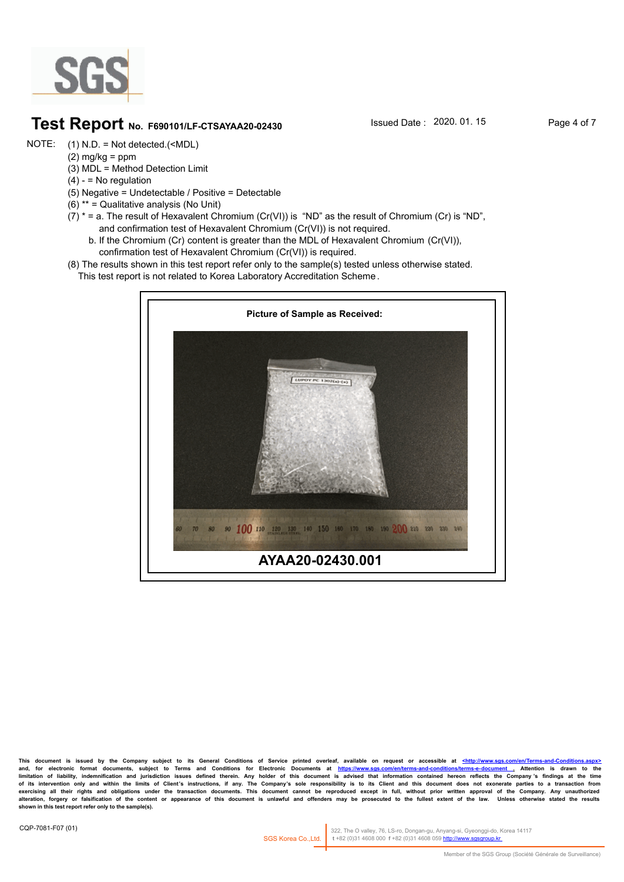# Test Report No. F690101/LF-CTSAYAA20-02430

Issued Date : 2020. 01. 15

NOTE:
(1) N.D. = Not detected.(<MDL)
(2) mg/kg = ppm
(3) MDL = Method Detection Limit
(4) - = No regulation
(5) Negative = Undetectable / Positive = Detectable
(6) ** = Qualitative analysis (No Unit)
(7) * = a. The result of Hexavalent Chromium (Cr(VI)) is "ND" as the result of Chromium (Cr) is "ND", and confirmation test of Hexavalent Chromium (Cr(VI)) is not required.
b. If the Chromium (Cr) content is greater than the MDL of Hexavalent Chromium (Cr(VI)), confirmation test of Hexavalent Chromium (Cr(VI)) is required.
(8) The results shown in this test report refer only to the sample(s) tested unless otherwise stated. This test report is not related to Korea Laboratory Accreditation Scheme.

**Picture of Sample as Received:**

**AYAA20-02430.001**

This document is issued by the Company subject to its General Conditions of Service printed overleaf, available on request or accessible at <http://www.sgs.com/en/Terms-and-Conditions.aspx> and, for electronic format documents, subject to Terms and Conditions for Electronic Documents at https://www.sgs.com/en/terms-and-conditions/terms-e-document . Attention is drawn to the limitation of liability, indemnification and jurisdiction issues defined therein. Any holder of this document is advised that information contained hereon reflects the Company's findings at the time of its intervention only and within the limits of Client's instructions, if any. The Company's sole responsibility is to its Client and this document does not exonerate parties to a transaction from exercising all their rights and obligations under the transaction documents. This document cannot be reproduced except in full, without prior written approval of the Company. Any unauthorized alteration, forgery or falsification of the content or appearance of this document is unlawful and offenders may be prosecuted to the fullest extent of the law. Unless otherwise stated the results shown in this test report refer only to the sample(s).

CQP-7081-F07 (01)

SGS Korea Co.,Ltd. | 322, The O valley, 76, LS-ro, Dongan-gu, Anyang-si, Gyeonggi-do, Korea 14117 t +82 (0)31 4608 000 f +82 (0)31 4608 059 http://www.sgsgroup.kr

Member of the SGS Group (Société Générale de Surveillance)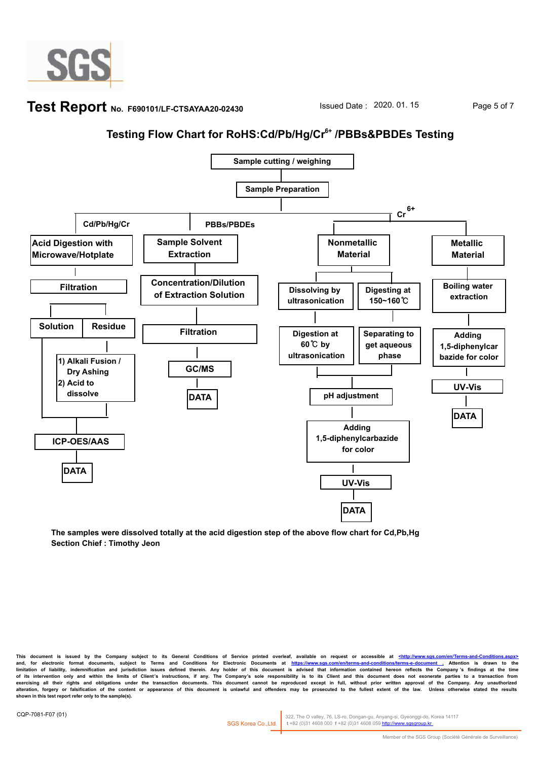# Test Report No. F690101/LF-CTSAYAA20-02430

Issued Date : 2020. 01. 15

## Testing Flow Chart for RoHS:Cd/Pb/Hg/$Cr^{6+}$ /PBBs&PBDEs Testing

Sample cutting / weighing

Sample Preparation

**Cd/Pb/Hg/Cr**

- Acid Digestion with Microwave/Hotplate
- Filtration
- Solution / Residue
  - Residue: 1) Alkali Fusion / Dry Ashing 2) Acid to dissolve
- ICP-OES/AAS
- DATA

**PBBs/PBDEs**

- Sample Solvent Extraction
- Concentration/Dilution of Extraction Solution
- Filtration
- GC/MS
- DATA

**$Cr^{6+}$**

- Nonmetallic Material
  - Dissolving by ultrasonication → Digestion at 60℃ by ultrasonication
  - Digesting at 150~160℃ → Separating to get aqueous phase
  - pH adjustment
  - Adding 1,5-diphenylcarbazide for color
  - UV-Vis
  - DATA
- Metallic Material
  - Boiling water extraction
  - Adding 1,5-diphenylcarbazide for color
  - UV-Vis
  - DATA

**The samples were dissolved totally at the acid digestion step of the above flow chart for Cd,Pb,Hg**
**Section Chief : Timothy Jeon**

This document is issued by the Company subject to its General Conditions of Service printed overleaf, available on request or accessible at <http://www.sgs.com/en/Terms-and-Conditions.aspx> and, for electronic format documents, subject to Terms and Conditions for Electronic Documents at https://www.sgs.com/en/terms-and-conditions/terms-e-document . Attention is drawn to the limitation of liability, indemnification and jurisdiction issues defined therein. Any holder of this document is advised that information contained hereon reflects the Company 's findings at the time of its intervention only and within the limits of Client's instructions, if any. The Company's sole responsibility is to its Client and this document does not exonerate parties to a transaction from exercising all their rights and obligations under the transaction documents. This document cannot be reproduced except in full, without prior written approval of the Company. Any unauthorized alteration, forgery or falsification of the content or appearance of this document is unlawful and offenders may be prosecuted to the fullest extent of the law. Unless otherwise stated the results shown in this test report refer only to the sample(s).

CQP-7081-F07 (01)

SGS Korea Co.,Ltd. 322, The O valley, 76, LS-ro, Dongan-gu, Anyang-si, Gyeonggi-do, Korea 14117 t +82 (0)31 4608 000 f +82 (0)31 4608 059 http://www.sgsgroup.kr

Member of the SGS Group (Société Générale de Surveillance)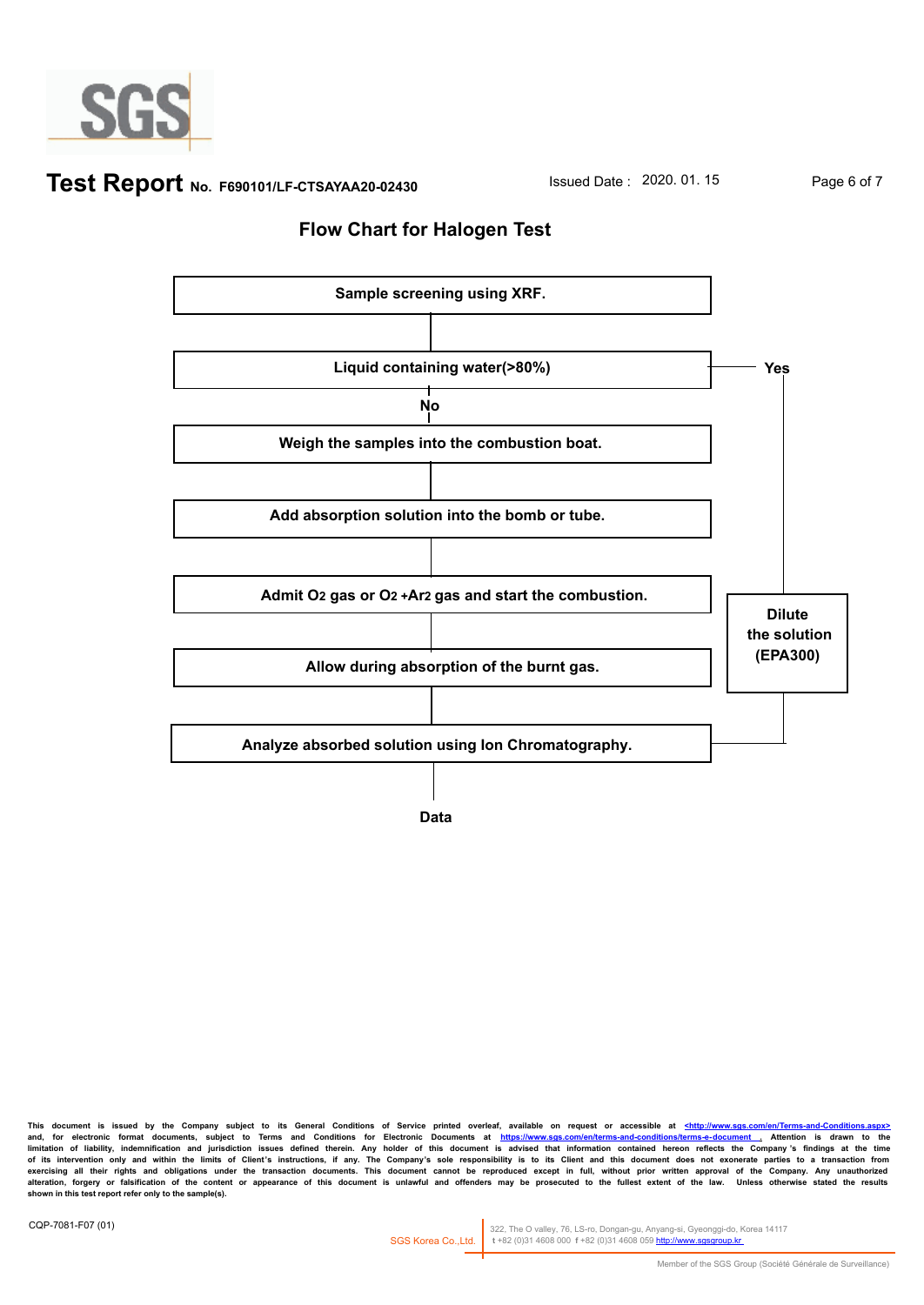## Flow Chart for Halogen Test

**Sample screening using XRF.**

↓

**Liquid containing water(>80%)** — **Yes** → **Dilute the solution (EPA300)** → **Analyze absorbed solution using Ion Chromatography.**

↓ **No**

**Weigh the samples into the combustion boat.**

↓

**Add absorption solution into the bomb or tube.**

↓

**Admit $O_2$ gas or $O_2$ +$Ar_2$ gas and start the combustion.**

↓

**Allow during absorption of the burnt gas.**

↓

**Analyze absorbed solution using Ion Chromatography.**

↓

**Data**

This document is issued by the Company subject to its General Conditions of Service printed overleaf, available on request or accessible at <http://www.sgs.com/en/Terms-and-Conditions.aspx> and, for electronic format documents, subject to Terms and Conditions for Electronic Documents at https://www.sgs.com/en/terms-and-conditions/terms-e-document . Attention is drawn to the limitation of liability, indemnification and jurisdiction issues defined therein. Any holder of this document is advised that information contained hereon reflects the Company's findings at the time of its intervention only and within the limits of Client's instructions, if any. The Company's sole responsibility is to its Client and this document does not exonerate parties to a transaction from exercising all their rights and obligations under the transaction documents. This document cannot be reproduced except in full, without prior written approval of the Company. Any unauthorized alteration, forgery or falsification of the content or appearance of this document is unlawful and offenders may be prosecuted to the fullest extent of the law. Unless otherwise stated the results shown in this test report refer only to the sample(s).

CQP-7081-F07 (01)

SGS Korea Co.,Ltd. | 322, The O valley, 76, LS-ro, Dongan-gu, Anyang-si, Gyeonggi-do, Korea 14117
t +82 (0)31 4608 000 f +82 (0)31 4608 059 http://www.sgsgroup.kr

Member of the SGS Group (Société Générale de Surveillance)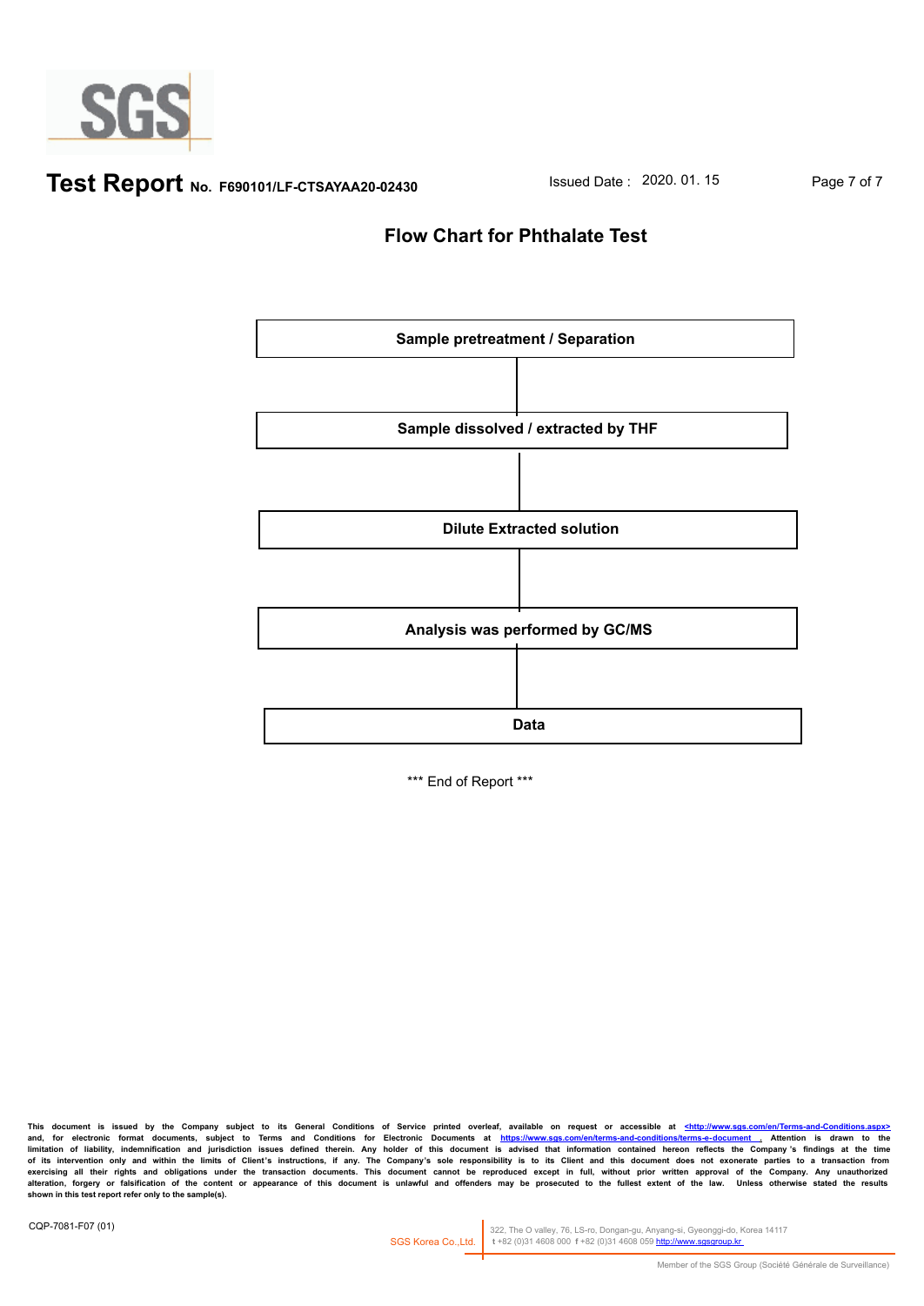## Flow Chart for Phthalate Test

Sample pretreatment / Separation

Sample dissolved / extracted by THF

Dilute Extracted solution

Analysis was performed by GC/MS

Data

*** End of Report ***